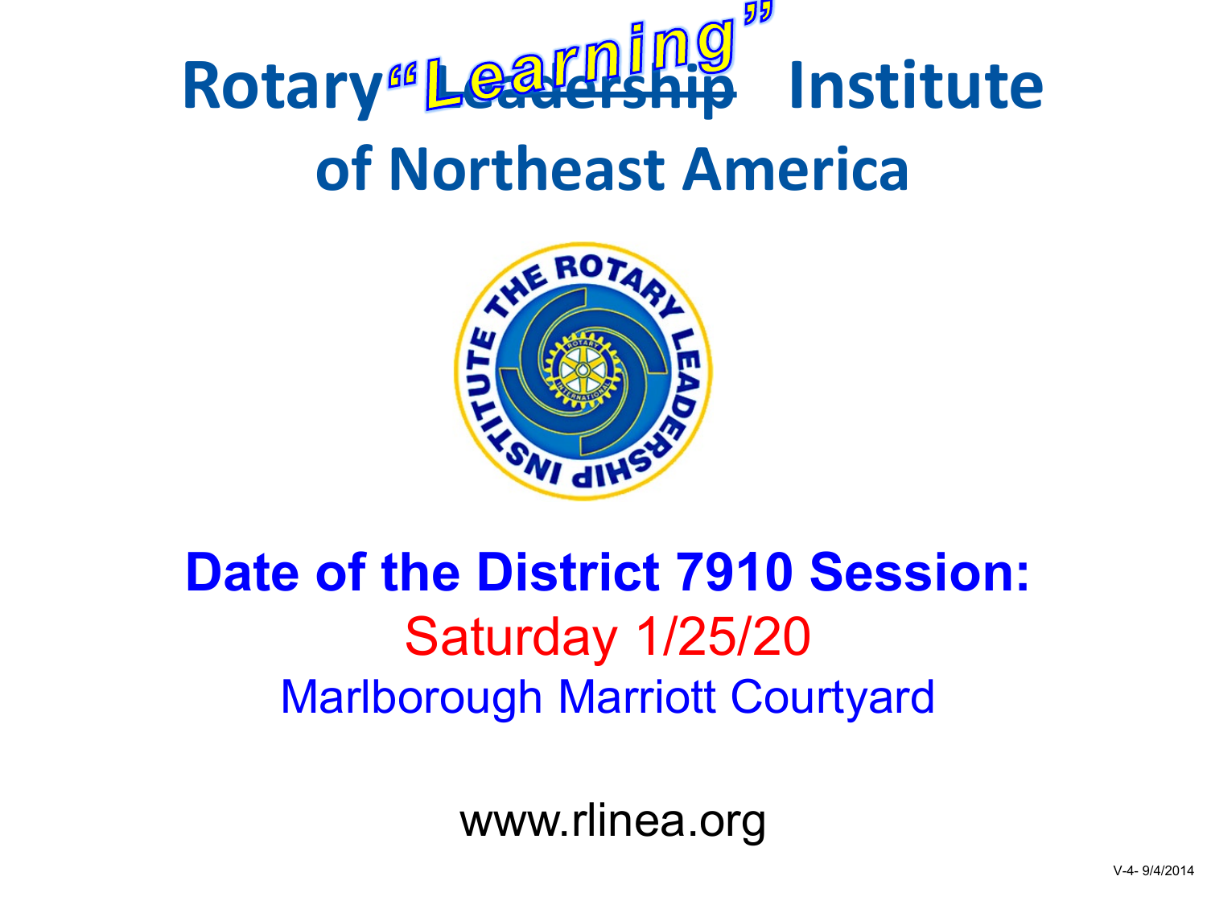# Rotary ~~Leadership~~ "Learning" Institute of Northeast America

**Date of the District 7910 Session:**

Saturday 1/25/20

Marlborough Marriott Courtyard

www.rlinea.org

V-4- 9/4/2014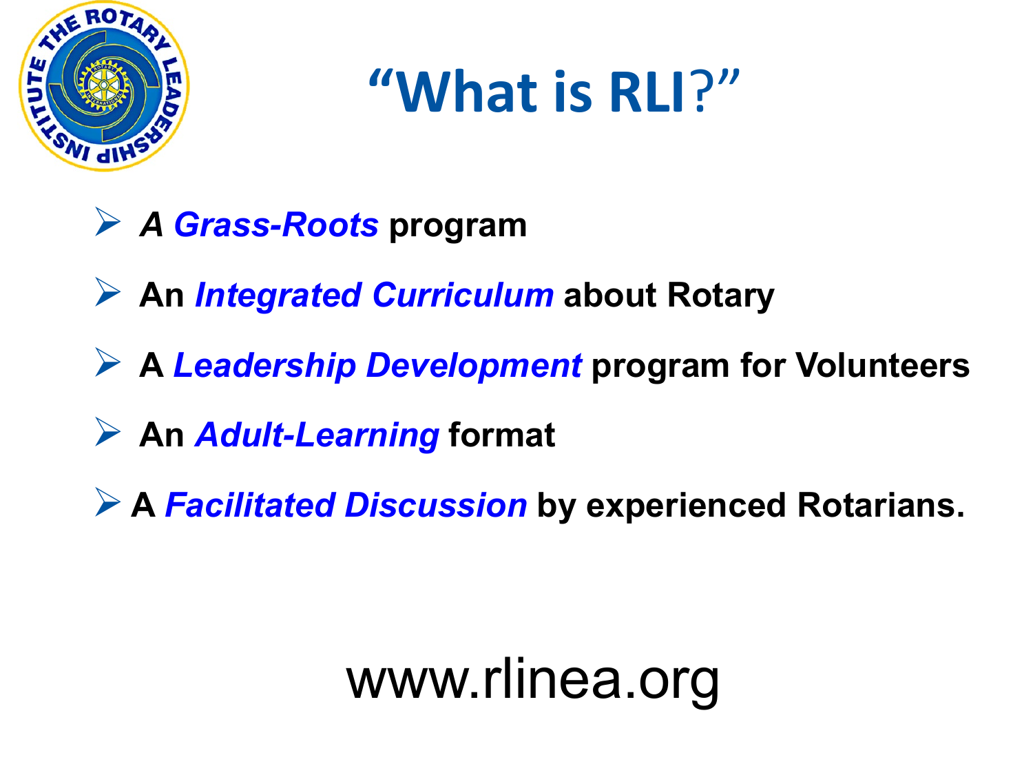# "What is RLI?"

- *A* ***Grass-Roots*** **program**
- **An** ***Integrated Curriculum*** **about Rotary**
- **A** ***Leadership Development*** **program for Volunteers**
- **An** ***Adult-Learning*** **format**
- **A** ***Facilitated Discussion*** **by experienced Rotarians.**

www.rlinea.org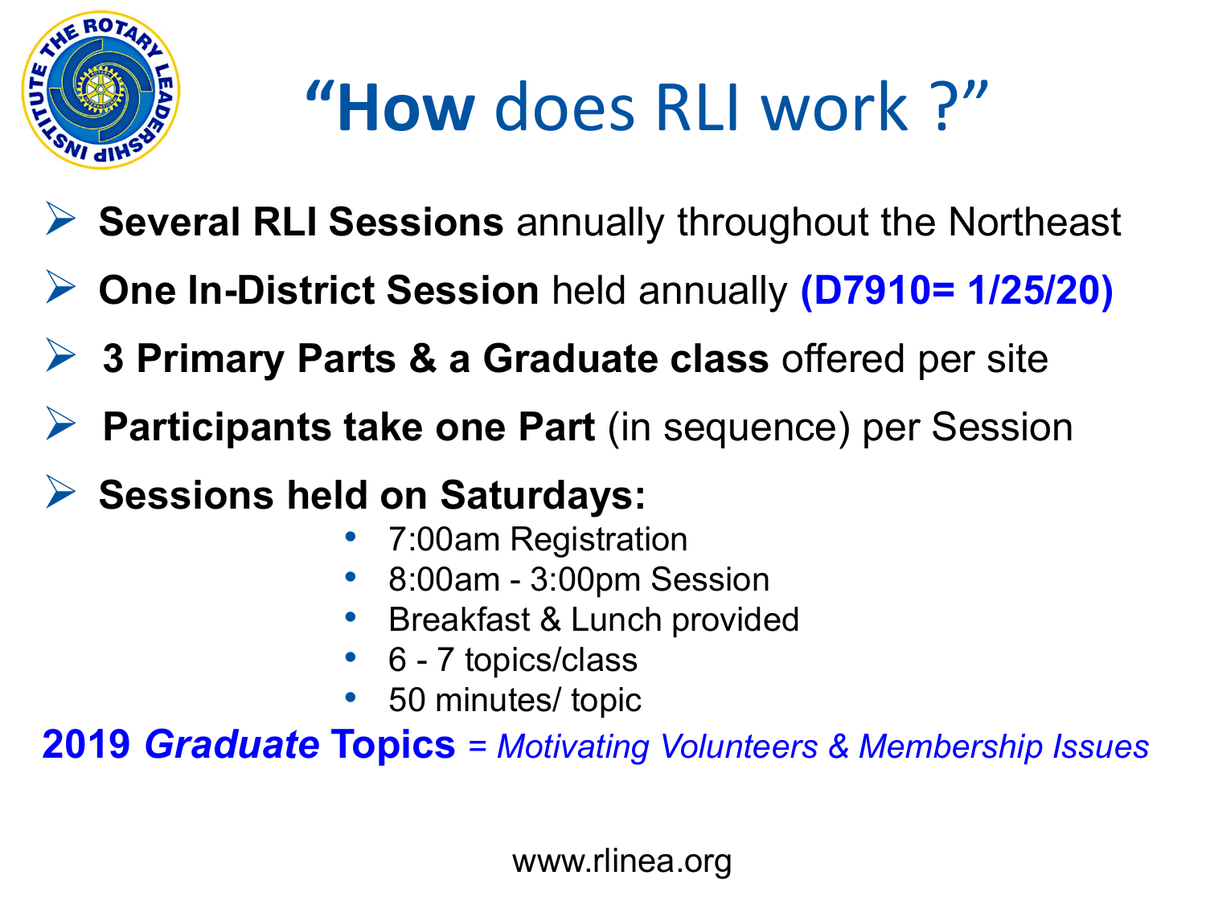# "**How** does RLI work ?"

- **Several RLI Sessions** annually throughout the Northeast
- **One In-District Session** held annually **(D7910= 1/25/20)**
- **3 Primary Parts & a Graduate class** offered per site
- **Participants take one Part** (in sequence) per Session
- **Sessions held on Saturdays:**
  - 7:00am Registration
  - 8:00am - 3:00pm Session
  - Breakfast & Lunch provided
  - 6 - 7 topics/class
  - 50 minutes/ topic

**2019 *Graduate* Topics** = *Motivating Volunteers & Membership Issues*

www.rlinea.org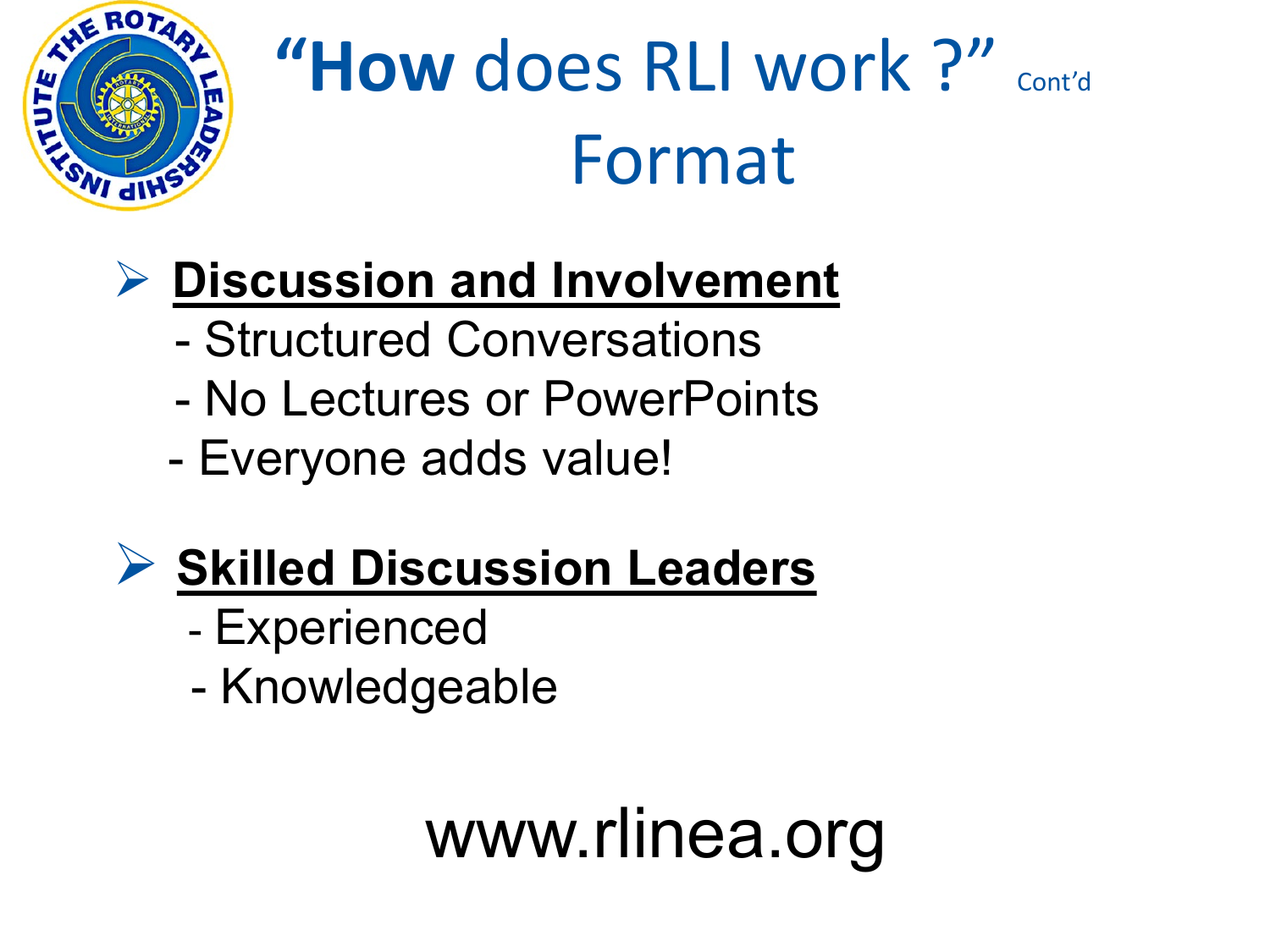# "How does RLI work ?" Cont'd

## Format

- **Discussion and Involvement**
  - Structured Conversations
  - No Lectures or PowerPoints
  - Everyone adds value!

- **Skilled Discussion Leaders**
  - Experienced
  - Knowledgeable

www.rlinea.org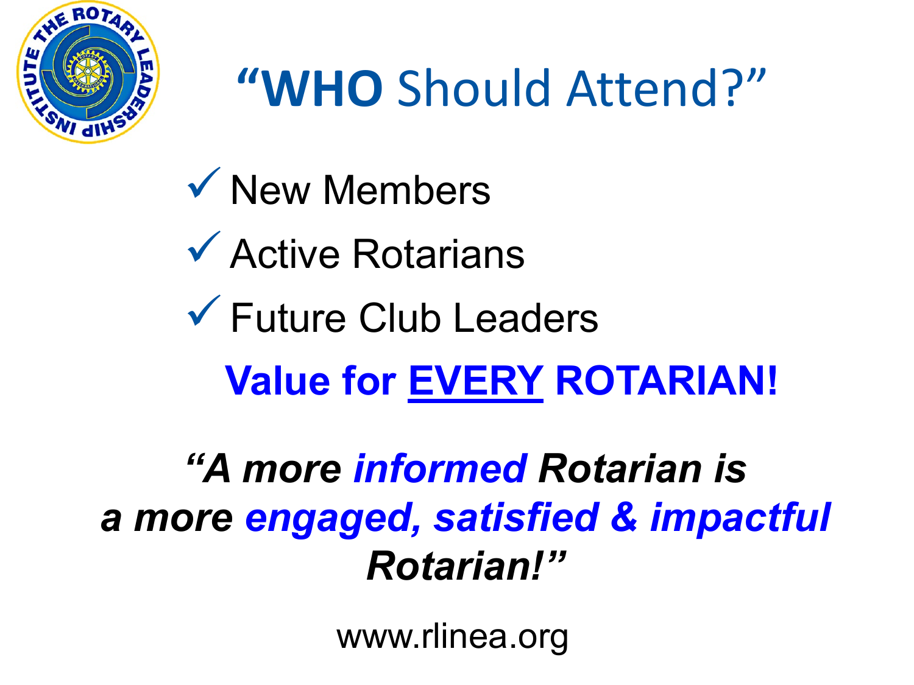# "**WHO** Should Attend?"

- ✓ New Members
- ✓ Active Rotarians
- ✓ Future Club Leaders

**Value for <u>EVERY</u> ROTARIAN!**

***"A more informed Rotarian is a more engaged, satisfied & impactful Rotarian!"***

www.rlinea.org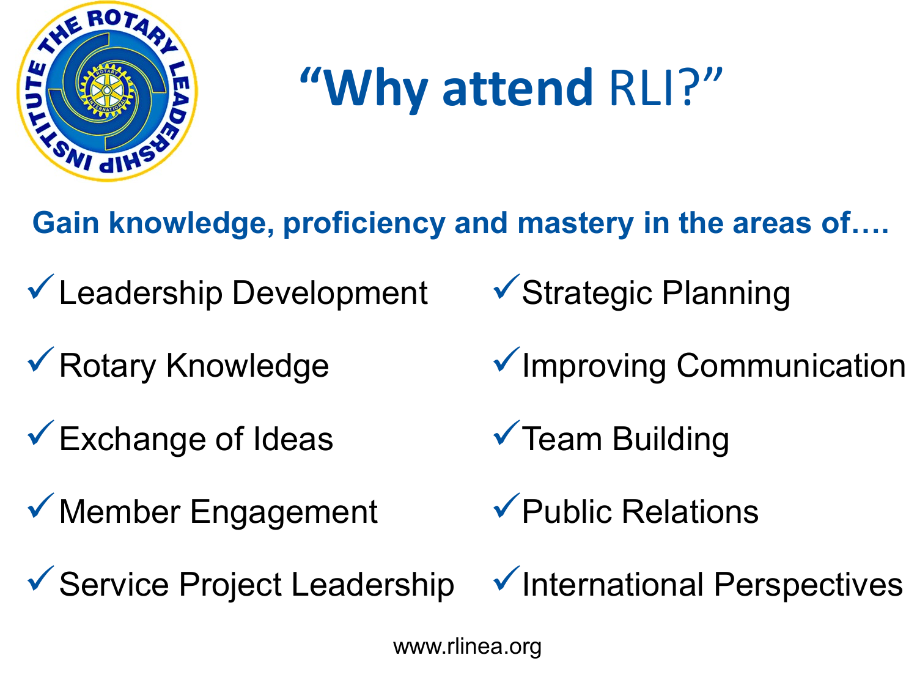# "Why attend RLI?"

**Gain knowledge, proficiency and mastery in the areas of….**

- ✓ Leadership Development
- ✓ Rotary Knowledge
- ✓ Exchange of Ideas
- ✓ Member Engagement
- ✓ Service Project Leadership
- ✓ Strategic Planning
- ✓ Improving Communication
- ✓ Team Building
- ✓ Public Relations
- ✓ International Perspectives

www.rlinea.org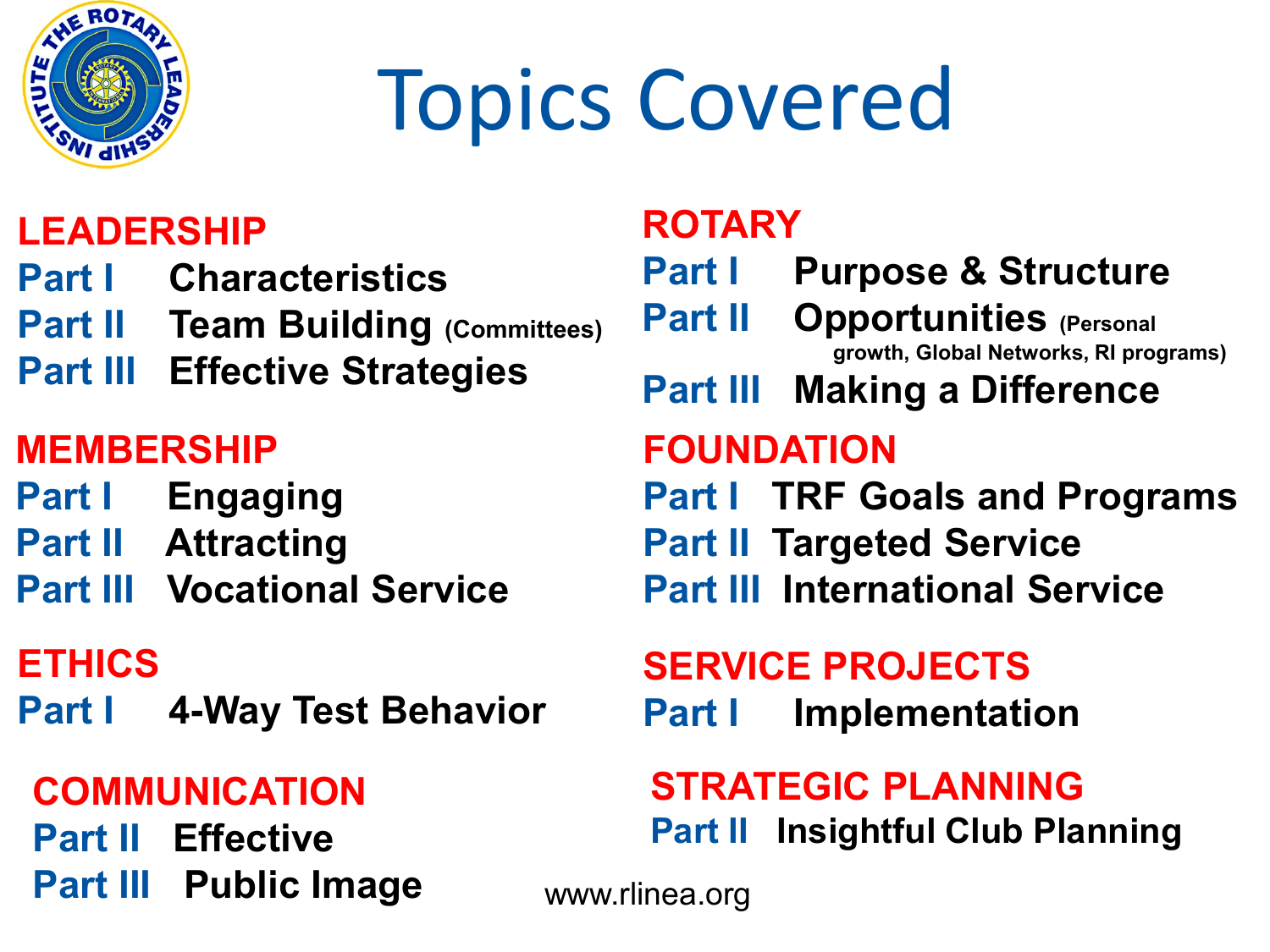# Topics Covered

## LEADERSHIP

- **Part I** Characteristics
- **Part II** Team Building (Committees)
- **Part III** Effective Strategies

## MEMBERSHIP

- **Part I** Engaging
- **Part II** Attracting
- **Part III** Vocational Service

## ETHICS

- **Part I** 4-Way Test Behavior

## COMMUNICATION

- **Part II** Effective
- **Part III** Public Image

## ROTARY

- **Part I** Purpose & Structure
- **Part II** Opportunities (Personal growth, Global Networks, RI programs)
- **Part III** Making a Difference

## FOUNDATION

- **Part I** TRF Goals and Programs
- **Part II** Targeted Service
- **Part III** International Service

## SERVICE PROJECTS

- **Part I** Implementation

## STRATEGIC PLANNING

- **Part II** Insightful Club Planning

www.rlinea.org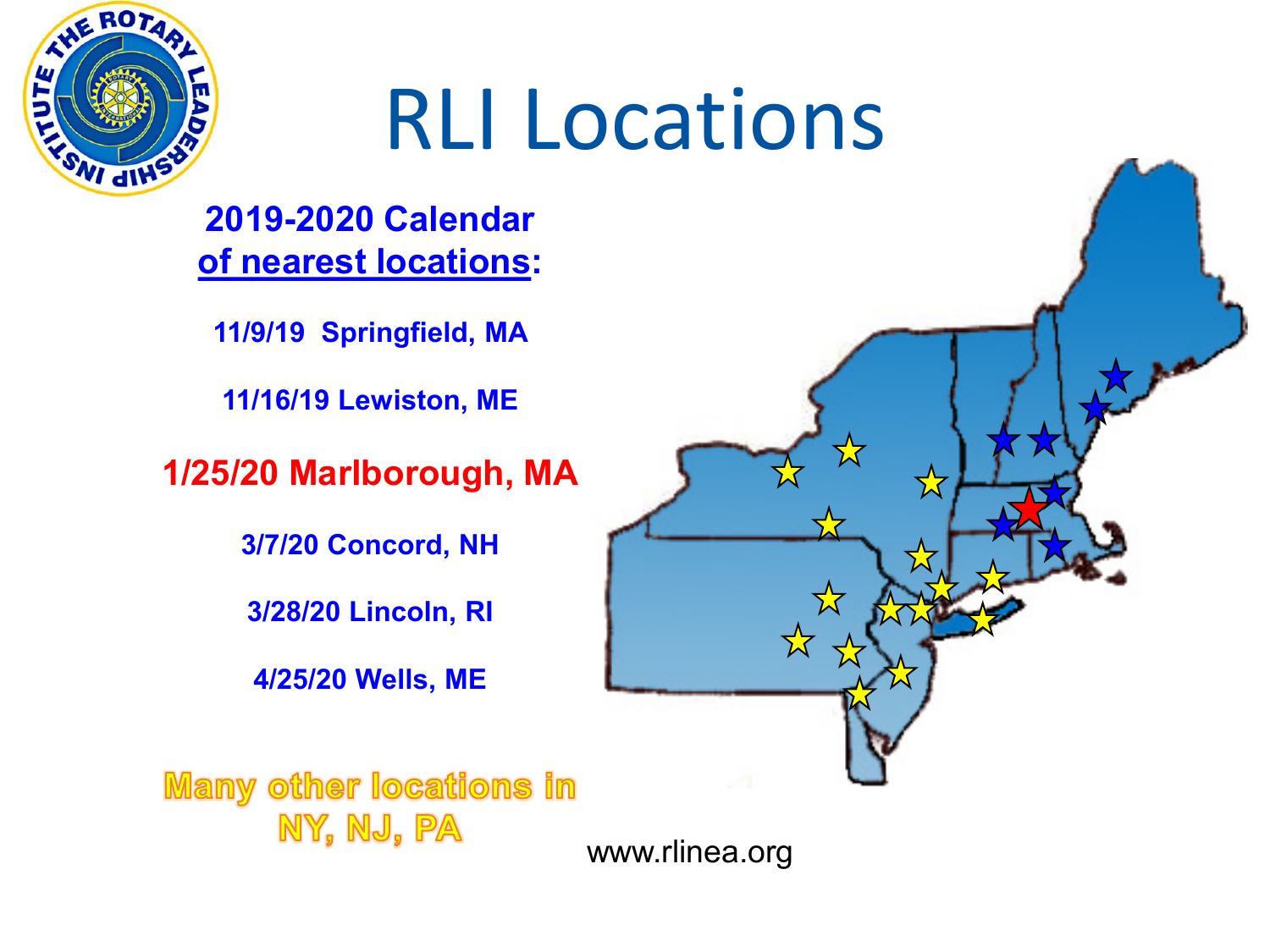# RLI Locations

**2019-2020 Calendar**
**of nearest locations:**

**11/9/19 Springfield, MA**

**11/16/19 Lewiston, ME**

**1/25/20 Marlborough, MA**

**3/7/20 Concord, NH**

**3/28/20 Lincoln, RI**

**4/25/20 Wells, ME**

**Many other locations in NY, NJ, PA**

www.rlinea.org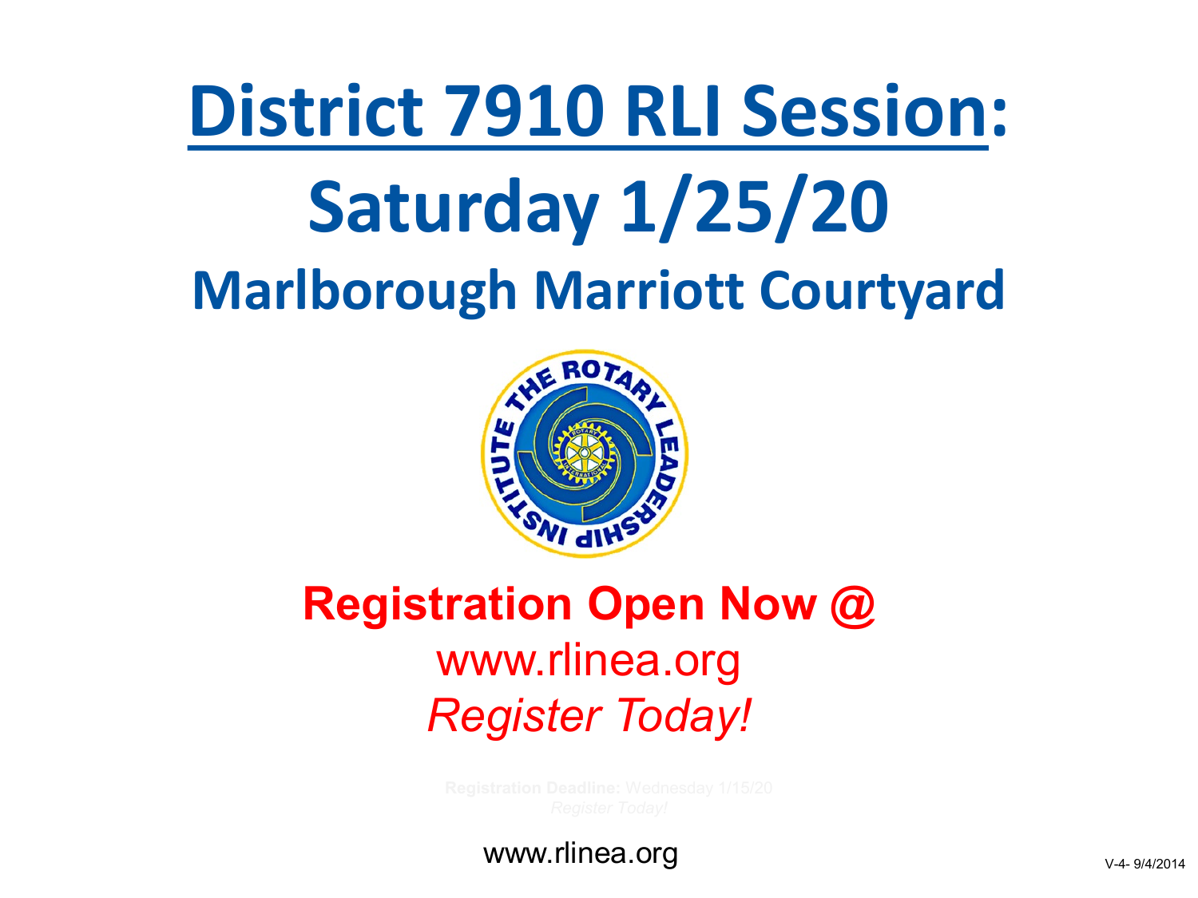# District 7910 RLI Session:

# Saturday 1/25/20

## Marlborough Marriott Courtyard

**Registration Open Now @**

www.rlinea.org

*Register Today!*

**Registration Deadline:** Wednesday 1/15/20

*Register Today!*

www.rlinea.org

V-4- 9/4/2014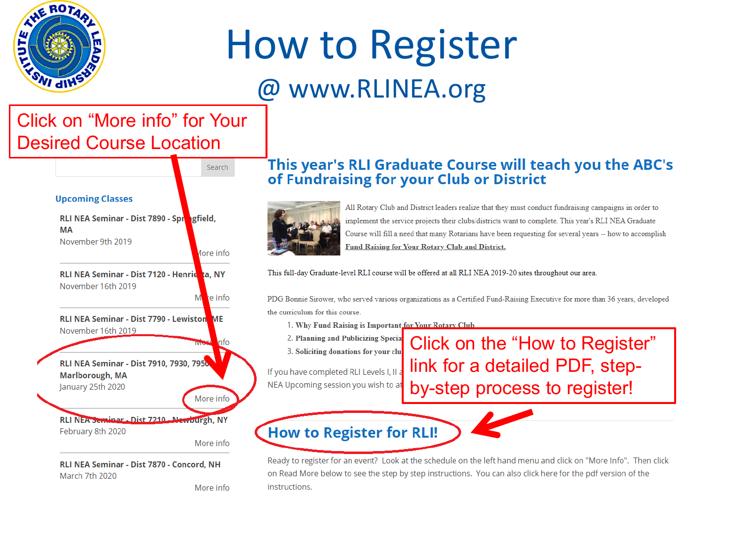# How to Register

## @ www.RLINEA.org

Click on “More info” for Your Desired Course Location

Search

**Upcoming Classes**

**RLI NEA Seminar - Dist 7890 - Springfield, MA**
November 9th 2019
More info

**RLI NEA Seminar - Dist 7120 - Henrietta, NY**
November 16th 2019
More info

**RLI NEA Seminar - Dist 7790 - Lewiston, ME**
November 16th 2019
More info

**RLI NEA Seminar - Dist 7910, 7930, 7950 Marlborough, MA**
January 25th 2020
More info

**RLI NEA Seminar - Dist 7210 - Newburgh, NY**
February 8th 2020
More info

**RLI NEA Seminar - Dist 7870 - Concord, NH**
March 7th 2020
More info

## This year's RLI Graduate Course will teach you the ABC's of Fundraising for your Club or District

All Rotary Club and District leaders realize that they must conduct fundraising campaigns in order to implement the service projects their clubs/districts want to complete. This year's RLI NEA Graduate Course will fill a need that many Rotarians have been requesting for several years -- how to accomplish **Fund Raising for Your Rotary Club and District.**

This full-day Graduate-level RLI course will be offered at all RLI NEA 2019-20 sites throughout our area.

PDG Bonnie Sirower, who served various organizations as a Certified Fund-Raising Executive for more than 36 years, developed the curriculum for this course.

1. **Why Fund Raising is Important for Your Rotary Club**
2. **Planning and Publicizing Specia...**
3. **Soliciting donations for your clu...**

If you have completed RLI Levels I, II a... NEA Upcoming session you wish to at...

Click on the “How to Register” link for a detailed PDF, step-by-step process to register!

## How to Register for RLI!

Ready to register for an event? Look at the schedule on the left hand menu and click on "More Info". Then click on Read More below to see the step by step instructions. You can also click here for the pdf version of the instructions.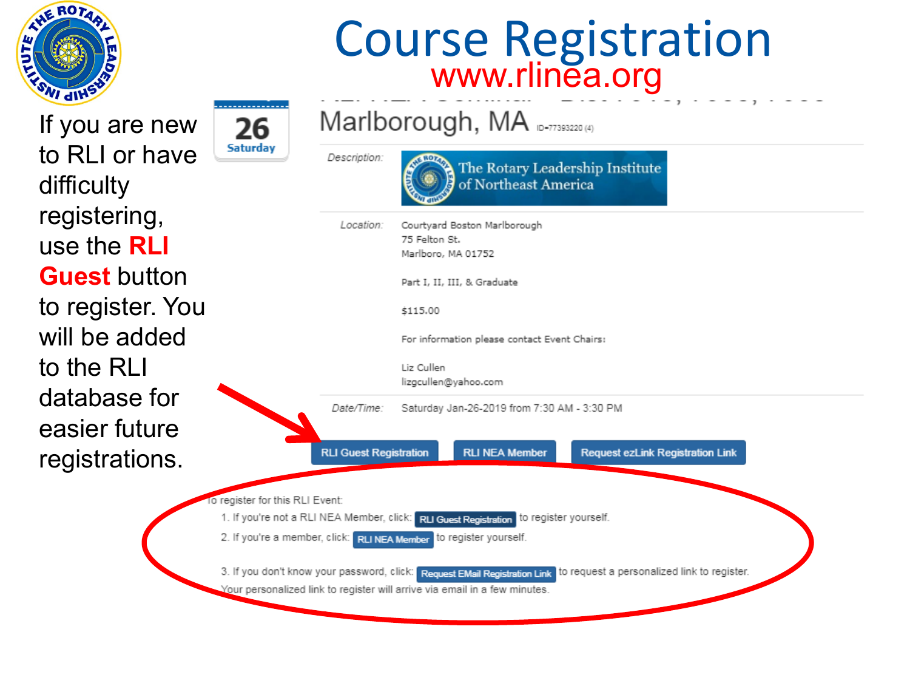# Course Registration

www.rlinea.org

If you are new to RLI or have difficulty registering, use the **RLI Guest** button to register. You will be added to the RLI database for easier future registrations.

26
Saturday

Marlborough, MA ID-77393220 (4)

*Description:* The Rotary Leadership Institute of Northeast America

*Location:* Courtyard Boston Marlborough
75 Felton St.
Marlboro, MA 01752

Part I, II, III, & Graduate

$115.00

For information please contact Event Chairs:

Liz Cullen
lizgcullen@yahoo.com

*Date/Time:* Saturday Jan-26-2019 from 7:30 AM - 3:30 PM

RLI Guest Registration | RLI NEA Member | Request ezLink Registration Link

To register for this RLI Event:

1. If you're not a RLI NEA Member, click: RLI Guest Registration to register yourself.
2. If you're a member, click: RLI NEA Member to register yourself.

3. If you don't know your password, click: Request EMail Registration Link to request a personalized link to register.

Your personalized link to register will arrive via email in a few minutes.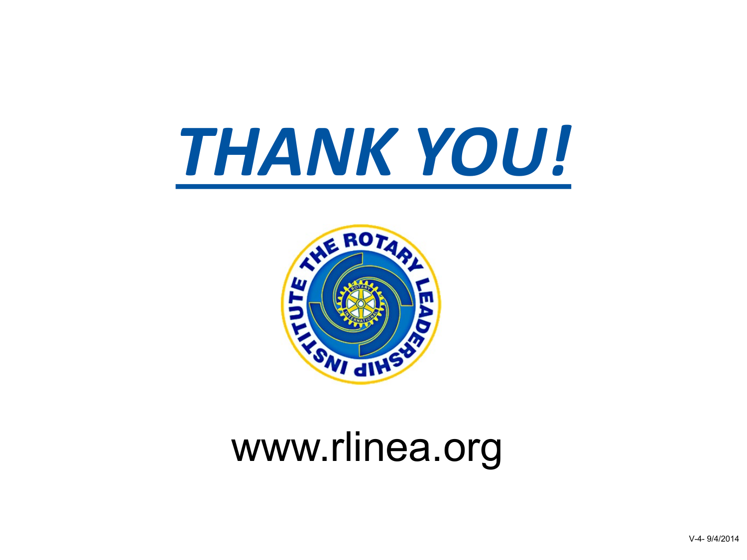# ***THANK YOU!***

www.rlinea.org

V-4- 9/4/2014